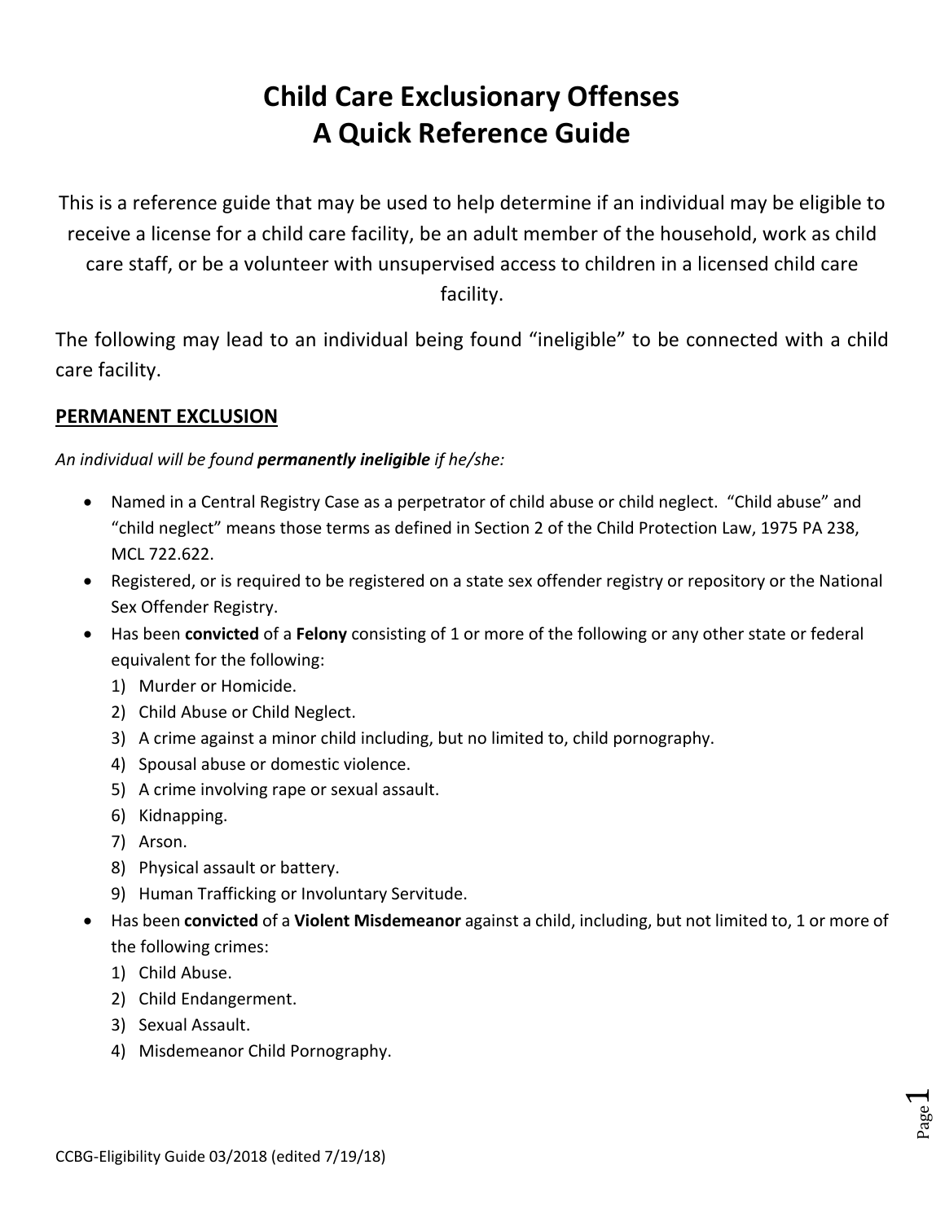# Child Care Exclusionary Offenses
# A Quick Reference Guide

This is a reference guide that may be used to help determine if an individual may be eligible to receive a license for a child care facility, be an adult member of the household, work as child care staff, or be a volunteer with unsupervised access to children in a licensed child care facility.

The following may lead to an individual being found "ineligible" to be connected with a child care facility.

## PERMANENT EXCLUSION

*An individual will be found **permanently ineligible** if he/she:*

- Named in a Central Registry Case as a perpetrator of child abuse or child neglect. "Child abuse" and "child neglect" means those terms as defined in Section 2 of the Child Protection Law, 1975 PA 238, MCL 722.622.
- Registered, or is required to be registered on a state sex offender registry or repository or the National Sex Offender Registry.
- Has been **convicted** of a **Felony** consisting of 1 or more of the following or any other state or federal equivalent for the following:
  1) Murder or Homicide.
  2) Child Abuse or Child Neglect.
  3) A crime against a minor child including, but no limited to, child pornography.
  4) Spousal abuse or domestic violence.
  5) A crime involving rape or sexual assault.
  6) Kidnapping.
  7) Arson.
  8) Physical assault or battery.
  9) Human Trafficking or Involuntary Servitude.
- Has been **convicted** of a **Violent Misdemeanor** against a child, including, but not limited to, 1 or more of the following crimes:
  1) Child Abuse.
  2) Child Endangerment.
  3) Sexual Assault.
  4) Misdemeanor Child Pornography.

CCBG-Eligibility Guide 03/2018 (edited 7/19/18)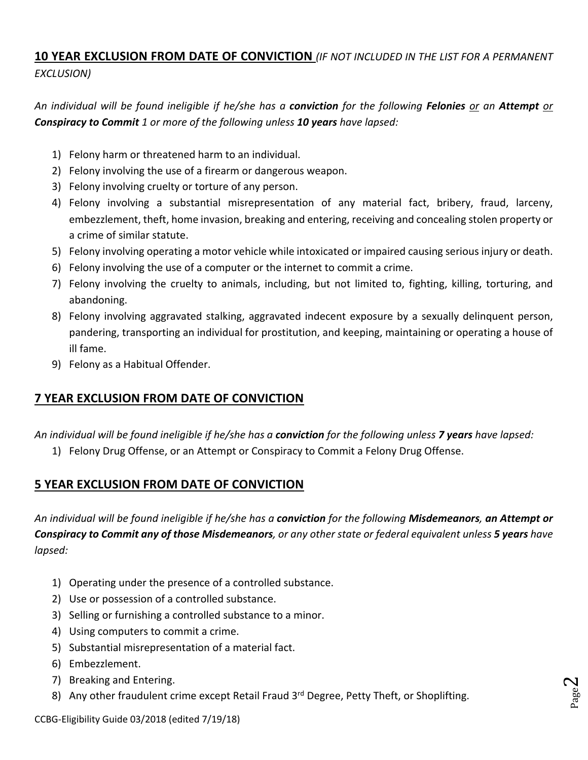## <u>10 YEAR EXCLUSION FROM DATE OF CONVICTION</u> *(IF NOT INCLUDED IN THE LIST FOR A PERMANENT EXCLUSION)*

*An individual will be found ineligible if he/she has a **conviction** for the following **Felonies** <u>or</u> an **Attempt** <u>or</u> **Conspiracy to Commit** 1 or more of the following unless **10 years** have lapsed:*

1) Felony harm or threatened harm to an individual.
2) Felony involving the use of a firearm or dangerous weapon.
3) Felony involving cruelty or torture of any person.
4) Felony involving a substantial misrepresentation of any material fact, bribery, fraud, larceny, embezzlement, theft, home invasion, breaking and entering, receiving and concealing stolen property or a crime of similar statute.
5) Felony involving operating a motor vehicle while intoxicated or impaired causing serious injury or death.
6) Felony involving the use of a computer or the internet to commit a crime.
7) Felony involving the cruelty to animals, including, but not limited to, fighting, killing, torturing, and abandoning.
8) Felony involving aggravated stalking, aggravated indecent exposure by a sexually delinquent person, pandering, transporting an individual for prostitution, and keeping, maintaining or operating a house of ill fame.
9) Felony as a Habitual Offender.

## <u>7 YEAR EXCLUSION FROM DATE OF CONVICTION</u>

*An individual will be found ineligible if he/she has a **conviction** for the following unless **7 years** have lapsed:*

1) Felony Drug Offense, or an Attempt or Conspiracy to Commit a Felony Drug Offense.

## <u>5 YEAR EXCLUSION FROM DATE OF CONVICTION</u>

*An individual will be found ineligible if he/she has a **conviction** for the following **Misdemeanors, an Attempt or Conspiracy to Commit any of those Misdemeanors**, or any other state or federal equivalent unless **5 years** have lapsed:*

1) Operating under the presence of a controlled substance.
2) Use or possession of a controlled substance.
3) Selling or furnishing a controlled substance to a minor.
4) Using computers to commit a crime.
5) Substantial misrepresentation of a material fact.
6) Embezzlement.
7) Breaking and Entering.
8) Any other fraudulent crime except Retail Fraud 3rd Degree, Petty Theft, or Shoplifting.

CCBG-Eligibility Guide 03/2018 (edited 7/19/18)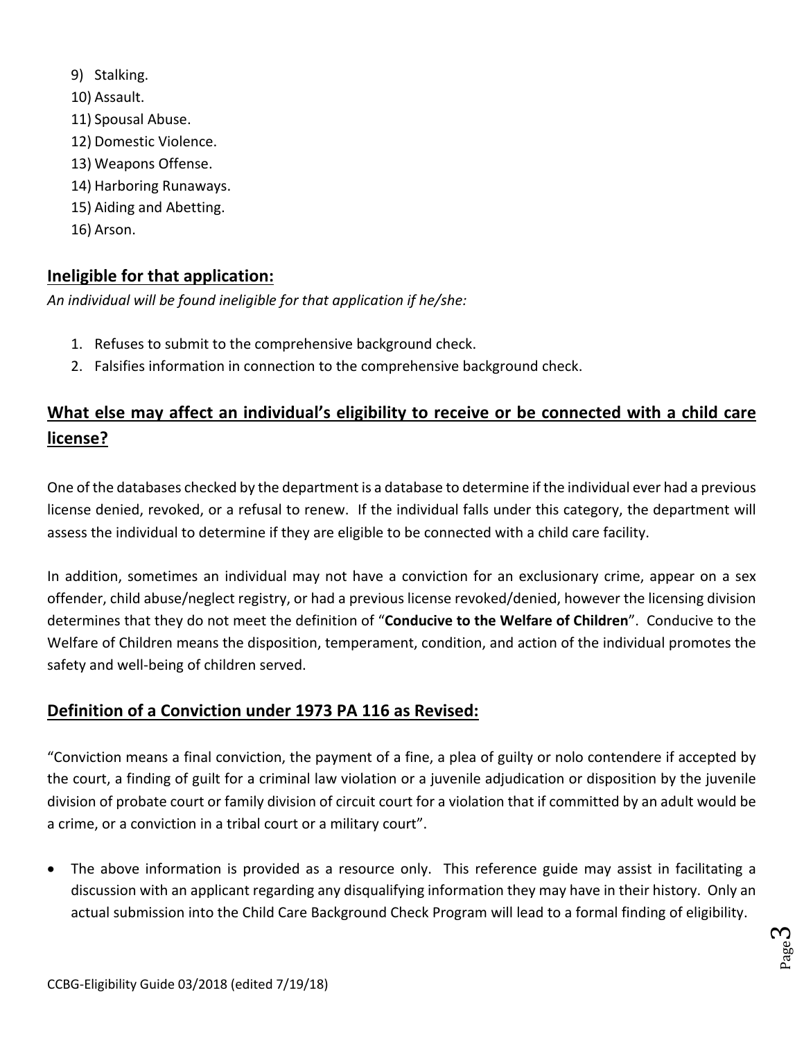9) Stalking.
10) Assault.
11) Spousal Abuse.
12) Domestic Violence.
13) Weapons Offense.
14) Harboring Runaways.
15) Aiding and Abetting.
16) Arson.

## Ineligible for that application:

*An individual will be found ineligible for that application if he/she:*

1. Refuses to submit to the comprehensive background check.
2. Falsifies information in connection to the comprehensive background check.

## What else may affect an individual's eligibility to receive or be connected with a child care license?

One of the databases checked by the department is a database to determine if the individual ever had a previous license denied, revoked, or a refusal to renew. If the individual falls under this category, the department will assess the individual to determine if they are eligible to be connected with a child care facility.

In addition, sometimes an individual may not have a conviction for an exclusionary crime, appear on a sex offender, child abuse/neglect registry, or had a previous license revoked/denied, however the licensing division determines that they do not meet the definition of "**Conducive to the Welfare of Children**". Conducive to the Welfare of Children means the disposition, temperament, condition, and action of the individual promotes the safety and well-being of children served.

## Definition of a Conviction under 1973 PA 116 as Revised:

"Conviction means a final conviction, the payment of a fine, a plea of guilty or nolo contendere if accepted by the court, a finding of guilt for a criminal law violation or a juvenile adjudication or disposition by the juvenile division of probate court or family division of circuit court for a violation that if committed by an adult would be a crime, or a conviction in a tribal court or a military court".

- The above information is provided as a resource only. This reference guide may assist in facilitating a discussion with an applicant regarding any disqualifying information they may have in their history. Only an actual submission into the Child Care Background Check Program will lead to a formal finding of eligibility.

CCBG-Eligibility Guide 03/2018 (edited 7/19/18)